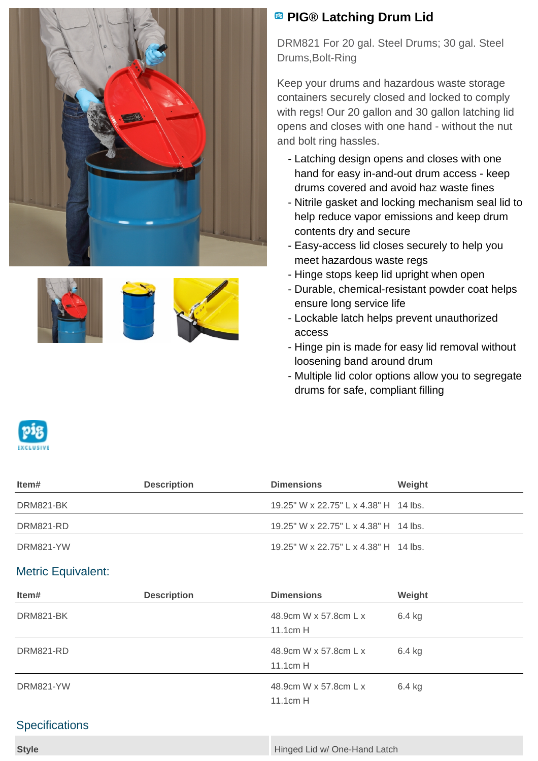# PIG® Latching Drum Lid

DRM821 For 20 gal. Steel Drums; 30 gal. Steel Drums,Bolt-Ring

Keep your drums and hazardous waste storage containers securely closed and locked to comply with regs! Our 20 gallon and 30 gallon latching lid opens and closes with one hand - without the nut and bolt ring hassles.

- Latching design opens and closes with one hand for easy in-and-out drum access - keep drums covered and avoid haz waste fines
- Nitrile gasket and locking mechanism seal lid to help reduce vapor emissions and keep drum contents dry and secure
- Easy-access lid closes securely to help you meet hazardous waste regs
- Hinge stops keep lid upright when open
- Durable, chemical-resistant powder coat helps ensure long service life
- Lockable latch helps prevent unauthorized access
- Hinge pin is made for easy lid removal without loosening band around drum
- Multiple lid color options allow you to segregate drums for safe, compliant filling

pig EXCLUSIVE

| Item# | Description | Dimensions | Weight |
|---|---|---|---|
| DRM821-BK | | 19.25" W x 22.75" L x 4.38" H | 14 lbs. |
| DRM821-RD | | 19.25" W x 22.75" L x 4.38" H | 14 lbs. |
| DRM821-YW | | 19.25" W x 22.75" L x 4.38" H | 14 lbs. |

## Metric Equivalent:

| Item# | Description | Dimensions | Weight |
|---|---|---|---|
| DRM821-BK | | 48.9cm W x 57.8cm L x 11.1cm H | 6.4 kg |
| DRM821-RD | | 48.9cm W x 57.8cm L x 11.1cm H | 6.4 kg |
| DRM821-YW | | 48.9cm W x 57.8cm L x 11.1cm H | 6.4 kg |

## Specifications

| | |
|---|---|
| **Style** | Hinged Lid w/ One-Hand Latch |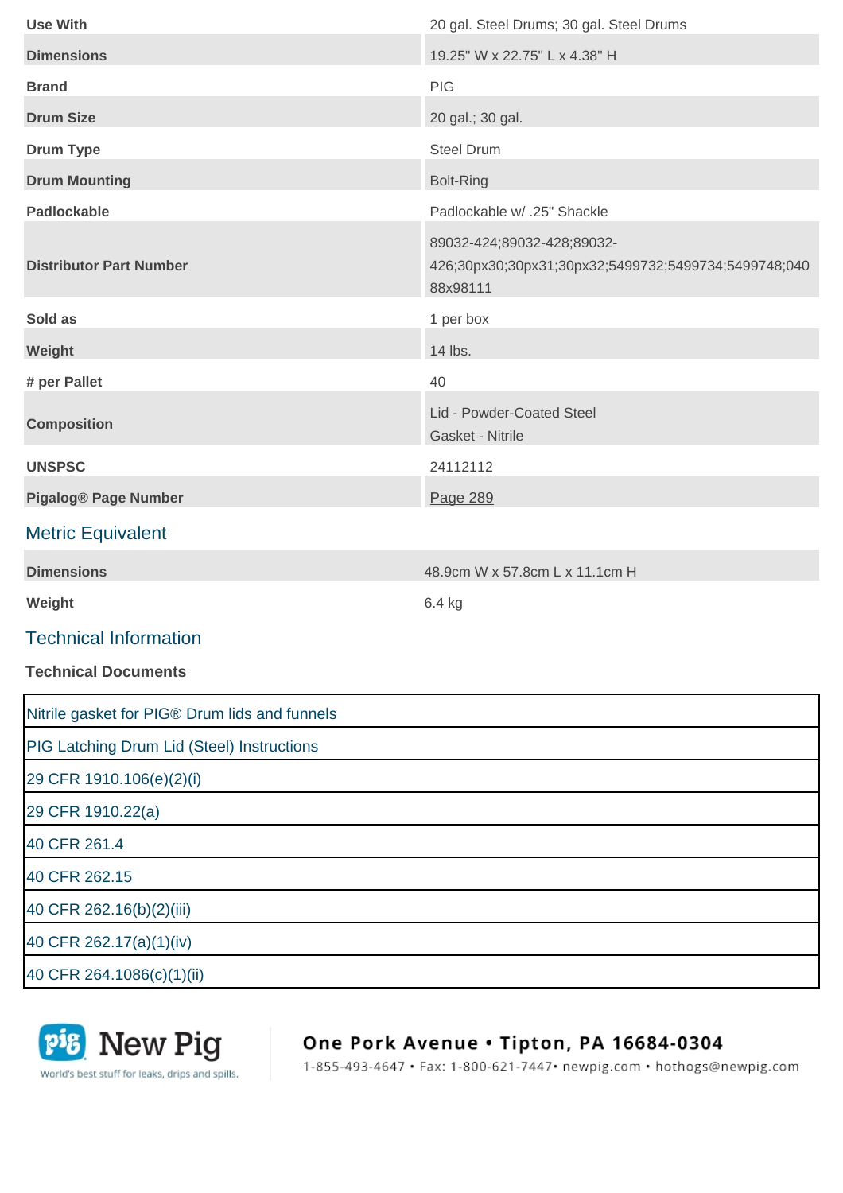| | |
|---|---|
| **Use With** | 20 gal. Steel Drums; 30 gal. Steel Drums |
| **Dimensions** | 19.25" W x 22.75" L x 4.38" H |
| **Brand** | PIG |
| **Drum Size** | 20 gal.; 30 gal. |
| **Drum Type** | Steel Drum |
| **Drum Mounting** | Bolt-Ring |
| **Padlockable** | Padlockable w/ .25" Shackle |
| **Distributor Part Number** | 89032-424;89032-428;89032-426;30px30;30px31;30px32;5499732;5499734;5499748;04088x98111 |
| **Sold as** | 1 per box |
| **Weight** | 14 lbs. |
| **# per Pallet** | 40 |
| **Composition** | Lid - Powder-Coated Steel<br>Gasket - Nitrile |
| **UNSPSC** | 24112112 |
| **Pigalog® Page Number** | Page 289 |

## Metric Equivalent

| | |
|---|---|
| **Dimensions** | 48.9cm W x 57.8cm L x 11.1cm H |
| **Weight** | 6.4 kg |

## Technical Information

### Technical Documents

| |
|---|
| Nitrile gasket for PIG® Drum lids and funnels |
| PIG Latching Drum Lid (Steel) Instructions |
| 29 CFR 1910.106(e)(2)(i) |
| 29 CFR 1910.22(a) |
| 40 CFR 261.4 |
| 40 CFR 262.15 |
| 40 CFR 262.16(b)(2)(iii) |
| 40 CFR 262.17(a)(1)(iv) |
| 40 CFR 264.1086(c)(1)(ii) |

New Pig
World's best stuff for leaks, drips and spills.

One Pork Avenue • Tipton, PA 16684-0304
1-855-493-4647 • Fax: 1-800-621-7447• newpig.com • hothogs@newpig.com